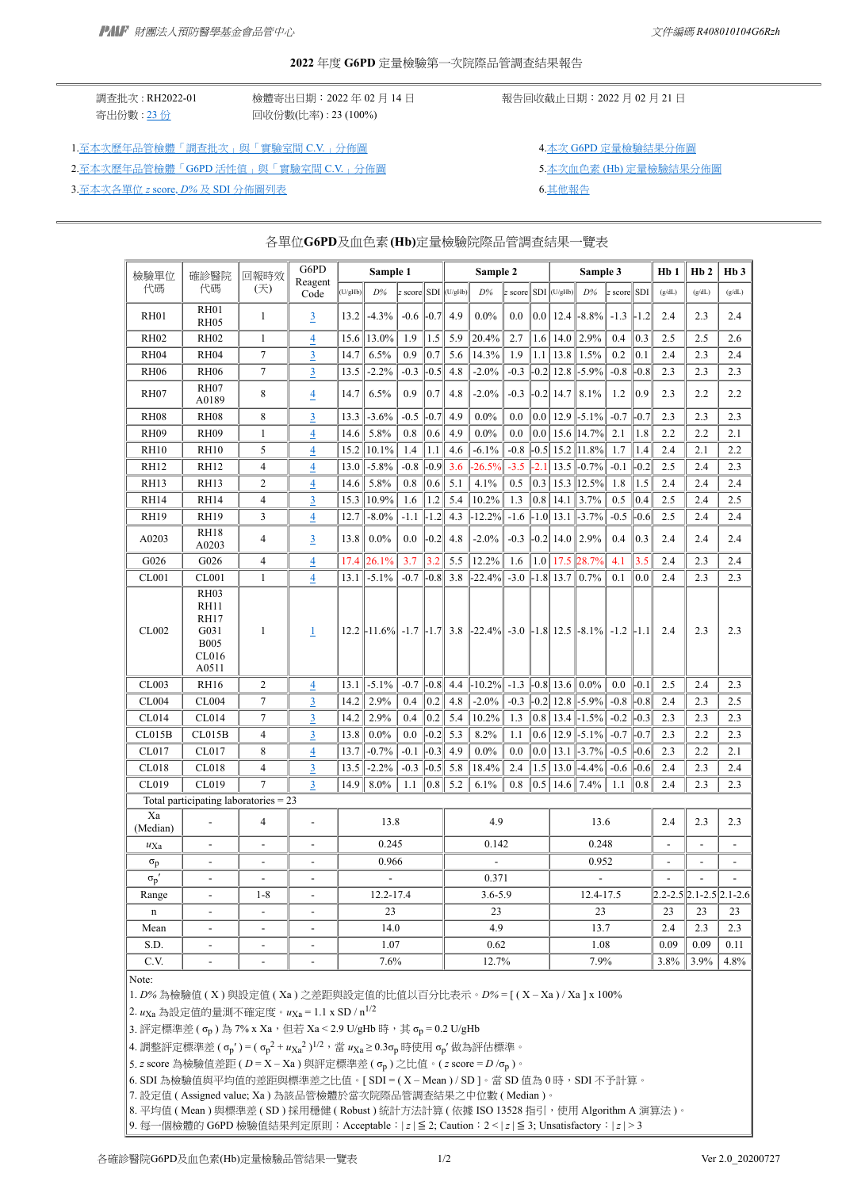財團法人預防醫學基金會品管中心　　文件編碼 R408010104G6Rzh

# 2022 年度 G6PD 定量檢驗第一次院際品管調查結果報告

調查批次 : RH2022-01　　檢體寄出日期：2022 年 02 月 14 日　　報告回收截止日期：2022 月 02 月 21 日

寄出份數 : 23 份　　回收份數(比率) : 23 (100%)

1.至本次歷年品管檢體「調查批次」與「實驗室間 C.V.」分佈圖
2.至本次歷年品管檢體「G6PD 活性值」與「實驗室間 C.V.」分佈圖
3.至本次各單位 z score, D% 及 SDI 分佈圖列表
4.本次 G6PD 定量檢驗結果分佈圖
5.本次血色素 (Hb) 定量檢驗結果分佈圖
6.其他報告

## 各單位G6PD及血色素(Hb)定量檢驗院際品管調查結果一覽表

| 檢驗單位代碼 | 確診醫院代碼 | 回報時效(天) | G6PD Reagent Code | Sample 1 | | | | Sample 2 | | | | Sample 3 | | | | Hb 1 | Hb 2 | Hb 3 |
|---|---|---|---|---|---|---|---|---|---|---|---|---|---|---|---|---|---|---|
| | | | | (U/gHb) | D% | z score | SDI | (U/gHb) | D% | z score | SDI | (U/gHb) | D% | z score | SDI | (g/dL) | (g/dL) | (g/dL) |
| RH01 | RH01 RH05 | 1 | 3 | 13.2 | -4.3% | -0.6 | -0.7 | 4.9 | 0.0% | 0.0 | 0.0 | 12.4 | -8.8% | -1.3 | -1.2 | 2.4 | 2.3 | 2.4 |
| RH02 | RH02 | 1 | 4 | 15.6 | 13.0% | 1.9 | 1.5 | 5.9 | 20.4% | 2.7 | 1.6 | 14.0 | 2.9% | 0.4 | 0.3 | 2.5 | 2.5 | 2.6 |
| RH04 | RH04 | 7 | 3 | 14.7 | 6.5% | 0.9 | 0.7 | 5.6 | 14.3% | 1.9 | 1.1 | 13.8 | 1.5% | 0.2 | 0.1 | 2.4 | 2.3 | 2.4 |
| RH06 | RH06 | 7 | 3 | 13.5 | -2.2% | -0.3 | -0.5 | 4.8 | -2.0% | -0.3 | -0.2 | 12.8 | -5.9% | -0.8 | -0.8 | 2.3 | 2.3 | 2.3 |
| RH07 | RH07 A0189 | 8 | 4 | 14.7 | 6.5% | 0.9 | 0.7 | 4.8 | -2.0% | -0.3 | -0.2 | 14.7 | 8.1% | 1.2 | 0.9 | 2.3 | 2.2 | 2.2 |
| RH08 | RH08 | 8 | 3 | 13.3 | -3.6% | -0.5 | -0.7 | 4.9 | 0.0% | 0.0 | 0.0 | 12.9 | -5.1% | -0.7 | -0.7 | 2.3 | 2.3 | 2.3 |
| RH09 | RH09 | 1 | 4 | 14.6 | 5.8% | 0.8 | 0.6 | 4.9 | 0.0% | 0.0 | 0.0 | 15.6 | 14.7% | 2.1 | 1.8 | 2.2 | 2.2 | 2.1 |
| RH10 | RH10 | 5 | 4 | 15.2 | 10.1% | 1.4 | 1.1 | 4.6 | -6.1% | -0.8 | -0.5 | 15.2 | 11.8% | 1.7 | 1.4 | 2.4 | 2.1 | 2.2 |
| RH12 | RH12 | 4 | 4 | 13.0 | -5.8% | -0.8 | -0.9 | 3.6 | -26.5% | -3.5 | -2.1 | 13.5 | -0.7% | -0.1 | -0.2 | 2.5 | 2.4 | 2.3 |
| RH13 | RH13 | 2 | 4 | 14.6 | 5.8% | 0.8 | 0.6 | 5.1 | 4.1% | 0.5 | 0.3 | 15.3 | 12.5% | 1.8 | 1.5 | 2.4 | 2.4 | 2.4 |
| RH14 | RH14 | 4 | 3 | 15.3 | 10.9% | 1.6 | 1.2 | 5.4 | 10.2% | 1.3 | 0.8 | 14.1 | 3.7% | 0.5 | 0.4 | 2.5 | 2.4 | 2.5 |
| RH19 | RH19 | 3 | 4 | 12.7 | -8.0% | -1.1 | -1.2 | 4.3 | -12.2% | -1.6 | -1.0 | 13.1 | -3.7% | -0.5 | -0.6 | 2.5 | 2.4 | 2.4 |
| A0203 | RH18 A0203 | 4 | 3 | 13.8 | 0.0% | 0.0 | -0.2 | 4.8 | -2.0% | -0.3 | -0.2 | 14.0 | 2.9% | 0.4 | 0.3 | 2.4 | 2.4 | 2.4 |
| G026 | G026 | 4 | 4 | 17.4 | 26.1% | 3.7 | 3.2 | 5.5 | 12.2% | 1.6 | 1.0 | 17.5 | 28.7% | 4.1 | 3.5 | 2.4 | 2.3 | 2.4 |
| CL001 | CL001 | 1 | 4 | 13.1 | -5.1% | -0.7 | -0.8 | 3.8 | -22.4% | -3.0 | -1.8 | 13.7 | 0.7% | 0.1 | 0.0 | 2.4 | 2.4 | 2.3 |
| CL002 | RH03 RH11 RH17 G031 B005 CL016 A0511 | 1 | 1 | 12.2 | -11.6% | -1.7 | -1.7 | 3.8 | -22.4% | -3.0 | -1.8 | 12.5 | -8.1% | -1.2 | -1.1 | 2.4 | 2.3 | 2.3 |
| CL003 | RH16 | 2 | 4 | 13.1 | -5.1% | -0.7 | -0.8 | 4.4 | -10.2% | -1.3 | -0.8 | 13.6 | 0.0% | 0.0 | -0.1 | 2.5 | 2.4 | 2.3 |
| CL004 | CL004 | 7 | 3 | 14.2 | 2.9% | 0.4 | 0.2 | 4.8 | -2.0% | -0.3 | -0.2 | 12.8 | -5.9% | -0.8 | -0.8 | 2.4 | 2.3 | 2.5 |
| CL014 | CL014 | 7 | 3 | 14.2 | 2.9% | 0.4 | 0.2 | 5.4 | 10.2% | 1.3 | 0.8 | 13.4 | -1.5% | -0.2 | -0.3 | 2.3 | 2.3 | 2.3 |
| CL015B | CL015B | 4 | 3 | 13.8 | 0.0% | 0.0 | -0.2 | 5.3 | 8.2% | 1.1 | 0.6 | 12.9 | -5.1% | -0.7 | -0.7 | 2.3 | 2.2 | 2.3 |
| CL017 | CL017 | 8 | 4 | 13.7 | -0.7% | -0.1 | -0.3 | 4.9 | 0.0% | 0.0 | 0.0 | 13.1 | -3.7% | -0.5 | -0.6 | 2.3 | 2.2 | 2.1 |
| CL018 | CL018 | 4 | 3 | 13.5 | -2.2% | -0.3 | -0.5 | 5.8 | 18.4% | 2.4 | 1.5 | 13.0 | -4.4% | -0.6 | -0.6 | 2.4 | 2.3 | 2.4 |
| CL019 | CL019 | 7 | 3 | 14.9 | 8.0% | 1.1 | 0.8 | 5.2 | 6.1% | 0.8 | 0.5 | 14.6 | 7.4% | 1.1 | 0.8 | 2.4 | 2.3 | 2.3 |
| Total participating laboratories = 23 | | | | | | | | | | | | | | | | | | |
| Xa (Median) | - | 4 | - | 13.8 | | | | 4.9 | | | | 13.6 | | | | 2.4 | 2.3 | 2.3 |
| $u_{Xa}$ | - | - | - | 0.245 | | | | 0.142 | | | | 0.248 | | | | - | - | - |
| $\sigma_p$ | - | - | - | 0.966 | | | | - | | | | 0.952 | | | | - | - | - |
| $\sigma_p'$ | - | - | - | - | | | | 0.371 | | | | - | | | | - | - | - |
| Range | - | 1-8 | - | 12.2-17.4 | | | | 3.6-5.9 | | | | 12.4-17.5 | | | | 2.2-2.5 | 2.1-2.5 | 2.1-2.6 |
| n | - | - | - | 23 | | | | 23 | | | | 23 | | | | 23 | 23 | 23 |
| Mean | - | - | - | 14.0 | | | | 4.9 | | | | 13.7 | | | | 2.4 | 2.3 | 2.3 |
| S.D. | - | - | - | 1.07 | | | | 0.62 | | | | 1.08 | | | | 0.09 | 0.09 | 0.11 |
| C.V. | - | - | - | 7.6% | | | | 12.7% | | | | 7.9% | | | | 3.8% | 3.9% | 4.8% |

Note:

1. D% 為檢驗值 ( Xa ) 與設定值 ( Xa ) 之差距與設定值的比值以百分比表示。$D\% = [ ( X - Xa ) / Xa ] \times 100\%$
2. $u_{Xa}$ 為設定值的量測不確定度。$u_{Xa} = 1.1 \times SD / n^{1/2}$
3. 評定標準差 ( $\sigma_p$ ) 為 7% x Xa，但若 Xa < 2.9 U/gHb 時，其 $\sigma_p$ = 0.2 U/gHb
4. 調整評定標準差 ( $\sigma_p'$ ) = ( $\sigma_p^2 + u_{Xa}^2$ )$^{1/2}$，當 $u_{Xa} \geq 0.3\sigma_p$ 時使用 $\sigma_p'$ 做為評估標準。
5. z score 為檢驗值差距 ( $D = X - Xa$ ) 與評定標準差 ( $\sigma_p$ ) 之比值。( $z\ score = D / \sigma_p$ )。
6. SDI 為檢驗值與平均值的差距與標準差之比值。[ SDI = ( X – Mean ) / SD ]。當 SD 值為 0 時，SDI 不予計算。
7. 設定值 ( Assigned value; Xa ) 為該品管檢體於當次院際品管調查結果之中位數 ( Median )。
8. 平均值 ( Mean ) 與標準差 ( SD ) 採用穩健 ( Robust ) 統計方法計算 ( 依據 ISO 13528 指引，使用 Algorithm A 演算法 )。
9. 每一個檢體的 G6PD 檢驗值結果判定原則：Acceptable：$|z| \leq 2$; Caution：$2 < |z| \leq 3$; Unsatisfactory：$|z| > 3$

各確診醫院G6PD及血色素(Hb)定量檢驗品管結果一覽表　　Ver 2.0_20200727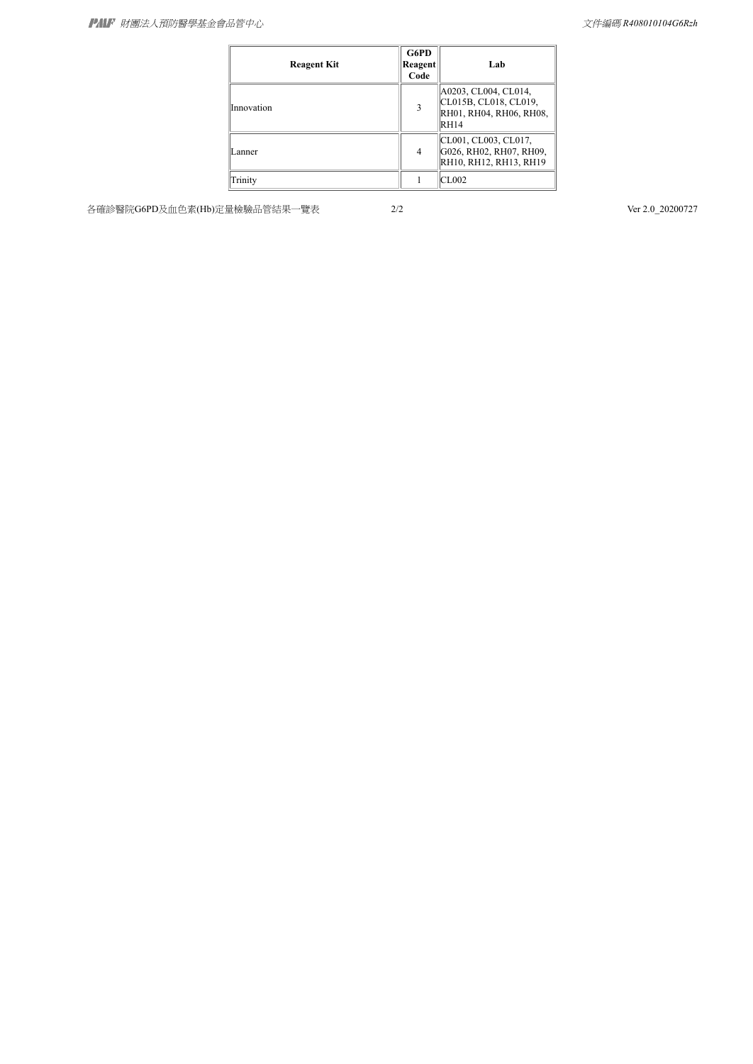| Reagent Kit | G6PD Reagent Code | Lab |
|---|---|---|
| Innovation | 3 | A0203, CL004, CL014, CL015B, CL018, CL019, RH01, RH04, RH06, RH08, RH14 |
| Lanner | 4 | CL001, CL003, CL017, G026, RH02, RH07, RH09, RH10, RH12, RH13, RH19 |
| Trinity | 1 | CL002 |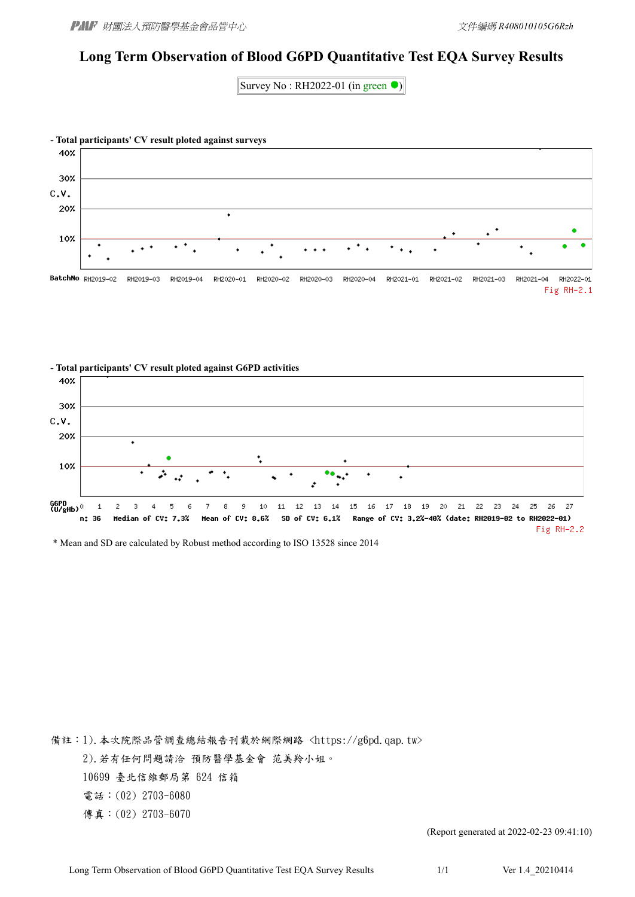# Long Term Observation of Blood G6PD Quantitative Test EQA Survey Results

Survey No : RH2022-01 (in green ●)

- Total participants' CV result ploted against surveys

C.V.

40%
30%
20%
10%

BatchNo RH2019-02 RH2019-03 RH2019-04 RH2020-01 RH2020-02 RH2020-03 RH2020-04 RH2021-01 RH2021-02 RH2021-03 RH2021-04 RH2022-01

Fig RH-2.1

- Total participants' CV result ploted against G6PD activities

C.V.

40%
30%
20%
10%

G6PD (U/gHb) 0 1 2 3 4 5 6 7 8 9 10 11 12 13 14 15 16 17 18 19 20 21 22 23 24 25 26 27

n: 36 Median of CV: 7.3% Mean of CV: 8.6% SD of CV: 6.1% Range of CV: 3.2%-40% (date: RH2019-02 to RH2022-01)

Fig RH-2.2

* Mean and SD are calculated by Robust method according to ISO 13528 since 2014

備註：1).本次院際品管調查總結報告刊載於網際網路 <https://g6pd.qap.tw>

2).若有任何問題請洽 預防醫學基金會 范美羚小姐。

10699 臺北信維郵局第 624 信箱

電話：(02) 2703-6080

傳真：(02) 2703-6070

(Report generated at 2022-02-23 09:41:10)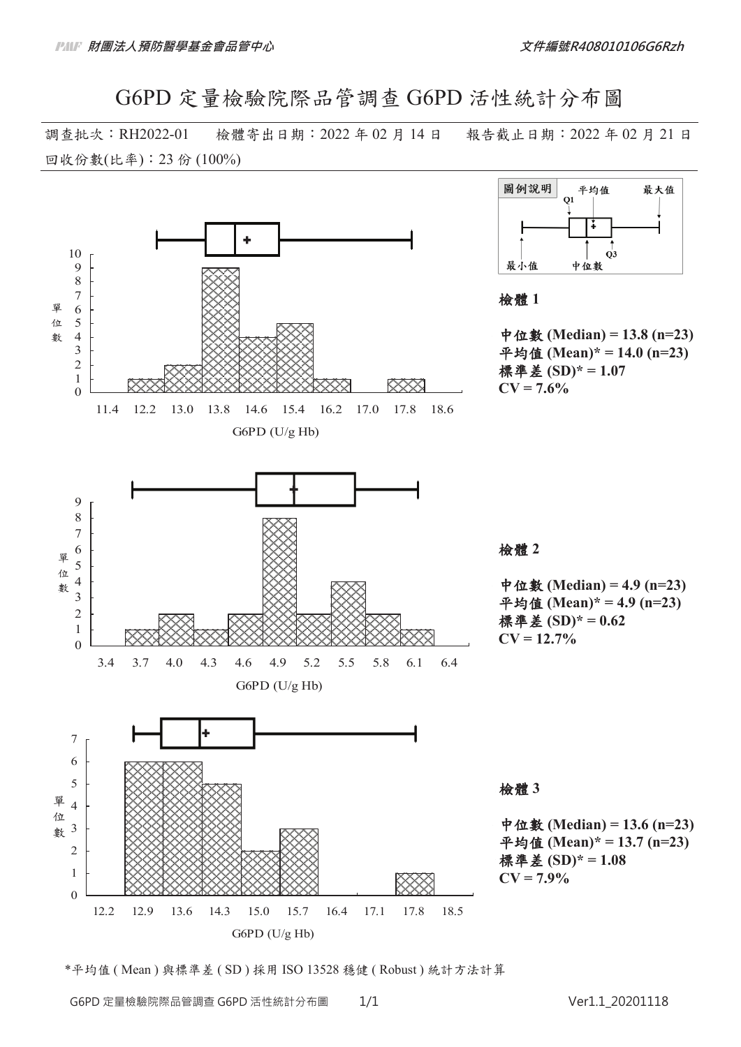# G6PD 定量檢驗院際品管調查 G6PD 活性統計分布圖

調查批次：RH2022-01　　檢體寄出日期：2022 年 02 月 14 日　　報告截止日期：2022 年 02 月 21 日

回收份數(比率)：23 份 (100%)

圖例說明：最小值、Q1、平均值、中位數、Q3、最大值

### 檢體 1

**中位數 (Median) = 13.8 (n=23)**
**平均值 (Mean)* = 14.0 (n=23)**
**標準差 (SD)* = 1.07**
**CV = 7.6%**

| G6PD (U/g Hb) | 單位數 |
|---|---|
| 12.2–13.0 | 1 |
| 13.0–13.8 | 2 |
| 13.8–14.6 | 9 |
| 14.6–15.4 | 4 |
| 15.4–16.2 | 5 |
| 16.2–17.0 | 1 |
| 17.8–18.6 | 1 |

### 檢體 2

**中位數 (Median) = 4.9 (n=23)**
**平均值 (Mean)* = 4.9 (n=23)**
**標準差 (SD)* = 0.62**
**CV = 12.7%**

| G6PD (U/g Hb) | 單位數 |
|---|---|
| 3.7–4.0 | 1 |
| 4.0–4.3 | 2 |
| 4.3–4.6 | 1 |
| 4.6–4.9 | 2 |
| 4.9–5.2 | 8 |
| 5.2–5.5 | 2 |
| 5.5–5.8 | 4 |
| 5.8–6.1 | 2 |
| 6.1–6.4 | 1 |

### 檢體 3

**中位數 (Median) = 13.6 (n=23)**
**平均值 (Mean)* = 13.7 (n=23)**
**標準差 (SD)* = 1.08**
**CV = 7.9%**

| G6PD (U/g Hb) | 單位數 |
|---|---|
| 12.9–13.6 | 6 |
| 13.6–14.3 | 6 |
| 14.3–15.0 | 5 |
| 15.0–15.7 | 2 |
| 15.7–16.4 | 3 |
| 17.8–18.5 | 1 |

*平均值 ( Mean ) 與標準差 ( SD ) 採用 ISO 13528 穩健 ( Robust ) 統計方法計算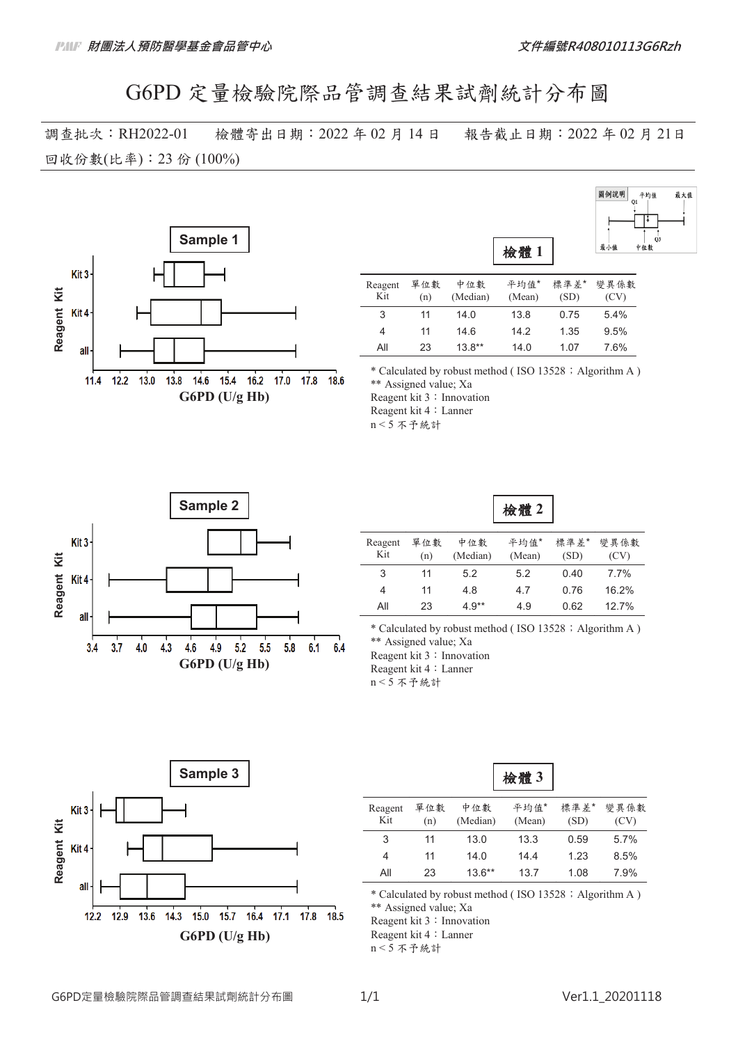# G6PD 定量檢驗院際品管調查結果試劑統計分布圖

調查批次：RH2022-01　　檢體寄出日期：2022 年 02 月 14 日　　報告截止日期：2022 年 02 月 21日

回收份數(比率)：23 份 (100%)

**Sample 1**

## 檢體 1

| Reagent Kit | 單位數 (n) | 中位數 (Median) | 平均值* (Mean) | 標準差* (SD) | 變異係數 (CV) |
|---|---|---|---|---|---|
| 3 | 11 | 14.0 | 13.8 | 0.75 | 5.4% |
| 4 | 11 | 14.6 | 14.2 | 1.35 | 9.5% |
| All | 23 | 13.8** | 14.0 | 1.07 | 7.6% |

\* Calculated by robust method ( ISO 13528；Algorithm A )
** Assigned value; Xa
Reagent kit 3：Innovation
Reagent kit 4：Lanner
n < 5 不予統計

**Sample 2**

## 檢體 2

| Reagent Kit | 單位數 (n) | 中位數 (Median) | 平均值* (Mean) | 標準差* (SD) | 變異係數 (CV) |
|---|---|---|---|---|---|
| 3 | 11 | 5.2 | 5.2 | 0.40 | 7.7% |
| 4 | 11 | 4.8 | 4.7 | 0.76 | 16.2% |
| All | 23 | 4.9** | 4.9 | 0.62 | 12.7% |

\* Calculated by robust method ( ISO 13528；Algorithm A )
** Assigned value; Xa
Reagent kit 3：Innovation
Reagent kit 4：Lanner
n < 5 不予統計

**Sample 3**

## 檢體 3

| Reagent Kit | 單位數 (n) | 中位數 (Median) | 平均值* (Mean) | 標準差* (SD) | 變異係數 (CV) |
|---|---|---|---|---|---|
| 3 | 11 | 13.0 | 13.3 | 0.59 | 5.7% |
| 4 | 11 | 14.0 | 14.4 | 1.23 | 8.5% |
| All | 23 | 13.6** | 13.7 | 1.08 | 7.9% |

\* Calculated by robust method ( ISO 13528；Algorithm A )
** Assigned value; Xa
Reagent kit 3：Innovation
Reagent kit 4：Lanner
n < 5 不予統計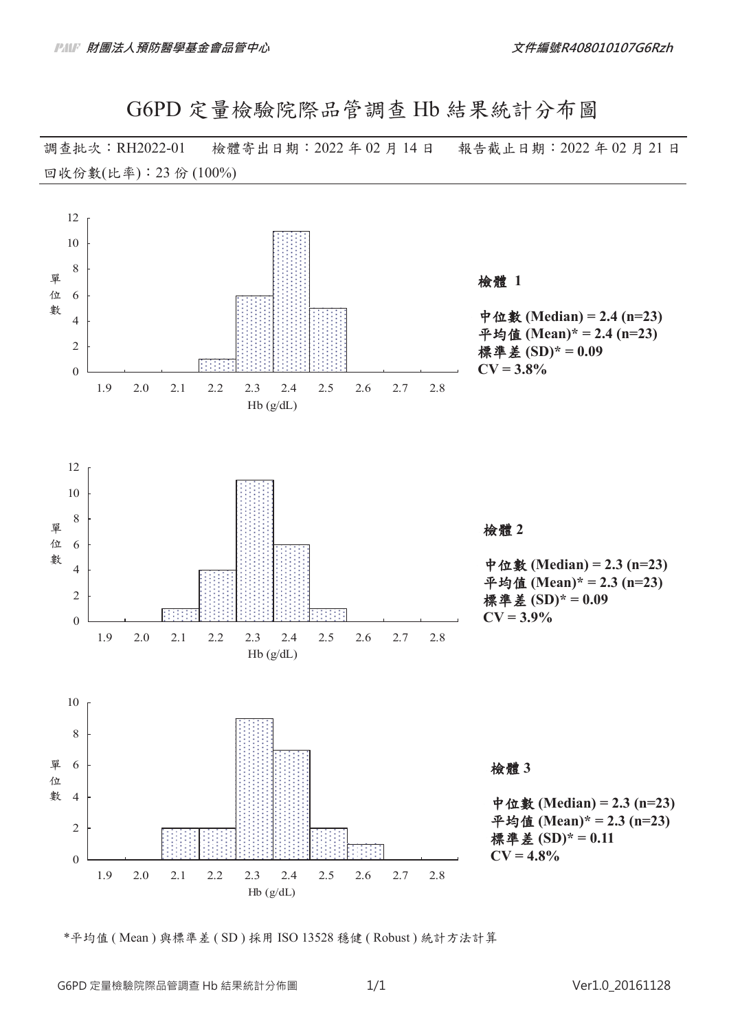# G6PD 定量檢驗院際品管調查 Hb 結果統計分布圖

調查批次：RH2022-01　　檢體寄出日期：2022 年 02 月 14 日　　報告截止日期：2022 年 02 月 21 日

回收份數(比率)：23 份 (100%)

**檢體 1**

| Hb (g/dL) | 1.9 | 2.0 | 2.1 | 2.2 | 2.3 | 2.4 | 2.5 | 2.6 | 2.7 | 2.8 |
|---|---|---|---|---|---|---|---|---|---|---|
| 單位數 | 0 | 0 | 0 | 1 | 6 | 11 | 5 | 0 | 0 | 0 |

**中位數 (Median) = 2.4 (n=23)**
**平均值 (Mean)* = 2.4 (n=23)**
**標準差 (SD)* = 0.09**
**CV = 3.8%**

**檢體 2**

| Hb (g/dL) | 1.9 | 2.0 | 2.1 | 2.2 | 2.3 | 2.4 | 2.5 | 2.6 | 2.7 | 2.8 |
|---|---|---|---|---|---|---|---|---|---|---|
| 單位數 | 0 | 0 | 1 | 4 | 11 | 6 | 1 | 0 | 0 | 0 |

**中位數 (Median) = 2.3 (n=23)**
**平均值 (Mean)* = 2.3 (n=23)**
**標準差 (SD)* = 0.09**
**CV = 3.9%**

**檢體 3**

| Hb (g/dL) | 1.9 | 2.0 | 2.1 | 2.2 | 2.3 | 2.4 | 2.5 | 2.6 | 2.7 | 2.8 |
|---|---|---|---|---|---|---|---|---|---|---|
| 單位數 | 0 | 0 | 2 | 2 | 9 | 7 | 2 | 1 | 0 | 0 |

**中位數 (Median) = 2.3 (n=23)**
**平均值 (Mean)* = 2.3 (n=23)**
**標準差 (SD)* = 0.11**
**CV = 4.8%**

*平均值 ( Mean ) 與標準差 ( SD ) 採用 ISO 13528 穩健 ( Robust ) 統計方法計算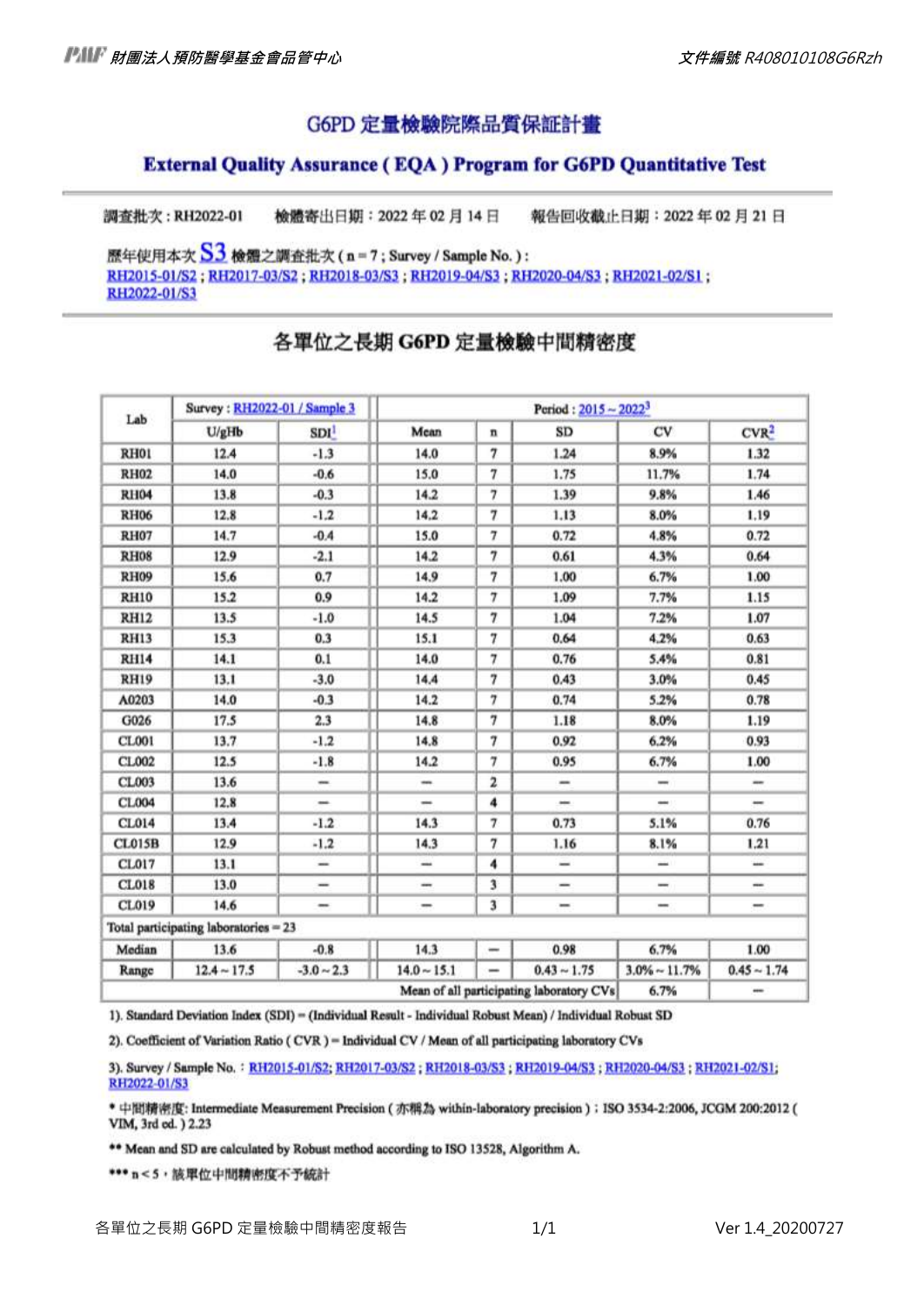# G6PD 定量檢驗院際品質保証計畫

## External Quality Assurance ( EQA ) Program for G6PD Quantitative Test

調查批次：RH2022-01　檢體寄出日期：2022 年 02 月 14 日　報告回收截止日期：2022 年 02 月 21 日

歷年使用本次 S3 檢體之調查批次 ( n = 7 ; Survey / Sample No. ) :
RH2015-01/S2 ; RH2017-03/S2 ; RH2018-03/S3 ; RH2019-04/S3 ; RH2020-04/S3 ; RH2021-02/S1 ; RH2022-01/S3

## 各單位之長期 G6PD 定量檢驗中間精密度

| Lab | Survey : RH2022-01 / Sample 3 | | Period : 2015 ~ 2022[3] | | | | |
|---|---|---|---|---|---|---|---|
| | U/gHb | SDI[1] | Mean | n | SD | CV | CVR[2] |
| RH01 | 12.4 | -1.3 | 14.0 | 7 | 1.24 | 8.9% | 1.32 |
| RH02 | 14.0 | -0.6 | 15.0 | 7 | 1.75 | 11.7% | 1.74 |
| RH04 | 13.8 | -0.3 | 14.2 | 7 | 1.39 | 9.8% | 1.46 |
| RH06 | 12.8 | -1.2 | 14.2 | 7 | 1.13 | 8.0% | 1.19 |
| RH07 | 14.7 | -0.4 | 15.0 | 7 | 0.72 | 4.8% | 0.72 |
| RH08 | 12.9 | -2.1 | 14.2 | 7 | 0.61 | 4.3% | 0.64 |
| RH09 | 15.6 | 0.7 | 14.9 | 7 | 1.00 | 6.7% | 1.00 |
| RH10 | 15.2 | 0.9 | 14.2 | 7 | 1.09 | 7.7% | 1.15 |
| RH12 | 13.5 | -1.0 | 14.5 | 7 | 1.04 | 7.2% | 1.07 |
| RH13 | 15.3 | 0.3 | 15.1 | 7 | 0.64 | 4.2% | 0.63 |
| RH14 | 14.1 | 0.1 | 14.0 | 7 | 0.76 | 5.4% | 0.81 |
| RH19 | 13.1 | -3.0 | 14.4 | 7 | 0.43 | 3.0% | 0.45 |
| A0203 | 14.0 | -0.3 | 14.2 | 7 | 0.74 | 5.2% | 0.78 |
| G026 | 17.5 | 2.3 | 14.8 | 7 | 1.18 | 8.0% | 1.19 |
| CL001 | 13.7 | -1.2 | 14.8 | 7 | 0.92 | 6.2% | 0.93 |
| CL002 | 12.5 | -1.8 | 14.2 | 7 | 0.95 | 6.7% | 1.00 |
| CL003 | 13.6 | — | — | 2 | — | — | — |
| CL004 | 12.8 | — | — | 4 | — | — | — |
| CL014 | 13.4 | -1.2 | 14.3 | 7 | 0.73 | 5.1% | 0.76 |
| CL015B | 12.9 | -1.2 | 14.3 | 7 | 1.16 | 8.1% | 1.21 |
| CL017 | 13.1 | — | — | 4 | — | — | — |
| CL018 | 13.0 | — | — | 3 | — | — | — |
| CL019 | 14.6 | — | — | 3 | — | — | — |
| Total participating laboratories = 23 | | | | | | | |
| Median | 13.6 | -0.8 | 14.3 | — | 0.98 | 6.7% | 1.00 |
| Range | 12.4 ~ 17.5 | -3.0 ~ 2.3 | 14.0 ~ 15.1 | — | 0.43 ~ 1.75 | 3.0% ~ 11.7% | 0.45 ~ 1.74 |
| Mean of all participating laboratory CVs | | | | | | 6.7% | — |

1). Standard Deviation Index (SDI) = (Individual Result - Individual Robust Mean) / Individual Robust SD

2). Coefficient of Variation Ratio ( CVR ) = Individual CV / Mean of all participating laboratory CVs

3). Survey / Sample No. : RH2015-01/S2; RH2017-03/S2 ; RH2018-03/S3 ; RH2019-04/S3 ; RH2020-04/S3 ; RH2021-02/S1; RH2022-01/S3

* 中間精密度: Intermediate Measurement Precision ( 亦稱為 within-laboratory precision ) ; ISO 3534-2:2006, JCGM 200:2012 ( VIM, 3rd ed. ) 2.23

** Mean and SD are calculated by Robust method according to ISO 13528, Algorithm A.

*** n < 5，該單位中間精密度不予統計